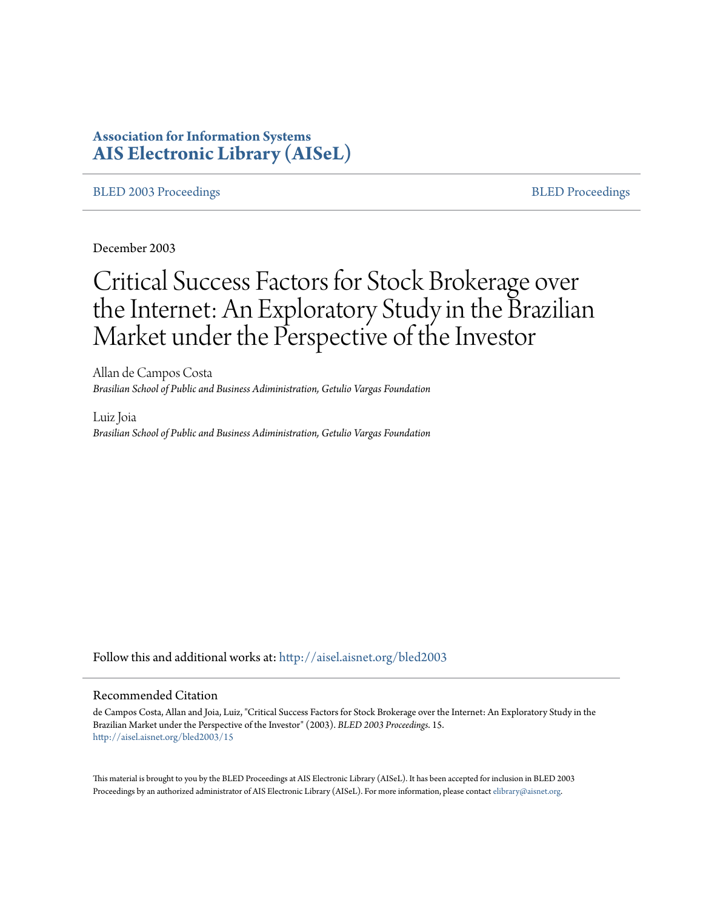**Association for Information Systems**
**AIS Electronic Library (AISeL)**

BLED 2003 Proceedings | BLED Proceedings

December 2003

# Critical Success Factors for Stock Brokerage over the Internet: An Exploratory Study in the Brazilian Market under the Perspective of the Investor

Allan de Campos Costa
*Brasilian School of Public and Business Adiministration, Getulio Vargas Foundation*

Luiz Joia
*Brasilian School of Public and Business Adiministration, Getulio Vargas Foundation*

Follow this and additional works at: http://aisel.aisnet.org/bled2003

## Recommended Citation

de Campos Costa, Allan and Joia, Luiz, "Critical Success Factors for Stock Brokerage over the Internet: An Exploratory Study in the Brazilian Market under the Perspective of the Investor" (2003). *BLED 2003 Proceedings*. 15.
http://aisel.aisnet.org/bled2003/15

This material is brought to you by the BLED Proceedings at AIS Electronic Library (AISeL). It has been accepted for inclusion in BLED 2003 Proceedings by an authorized administrator of AIS Electronic Library (AISeL). For more information, please contact elibrary@aisnet.org.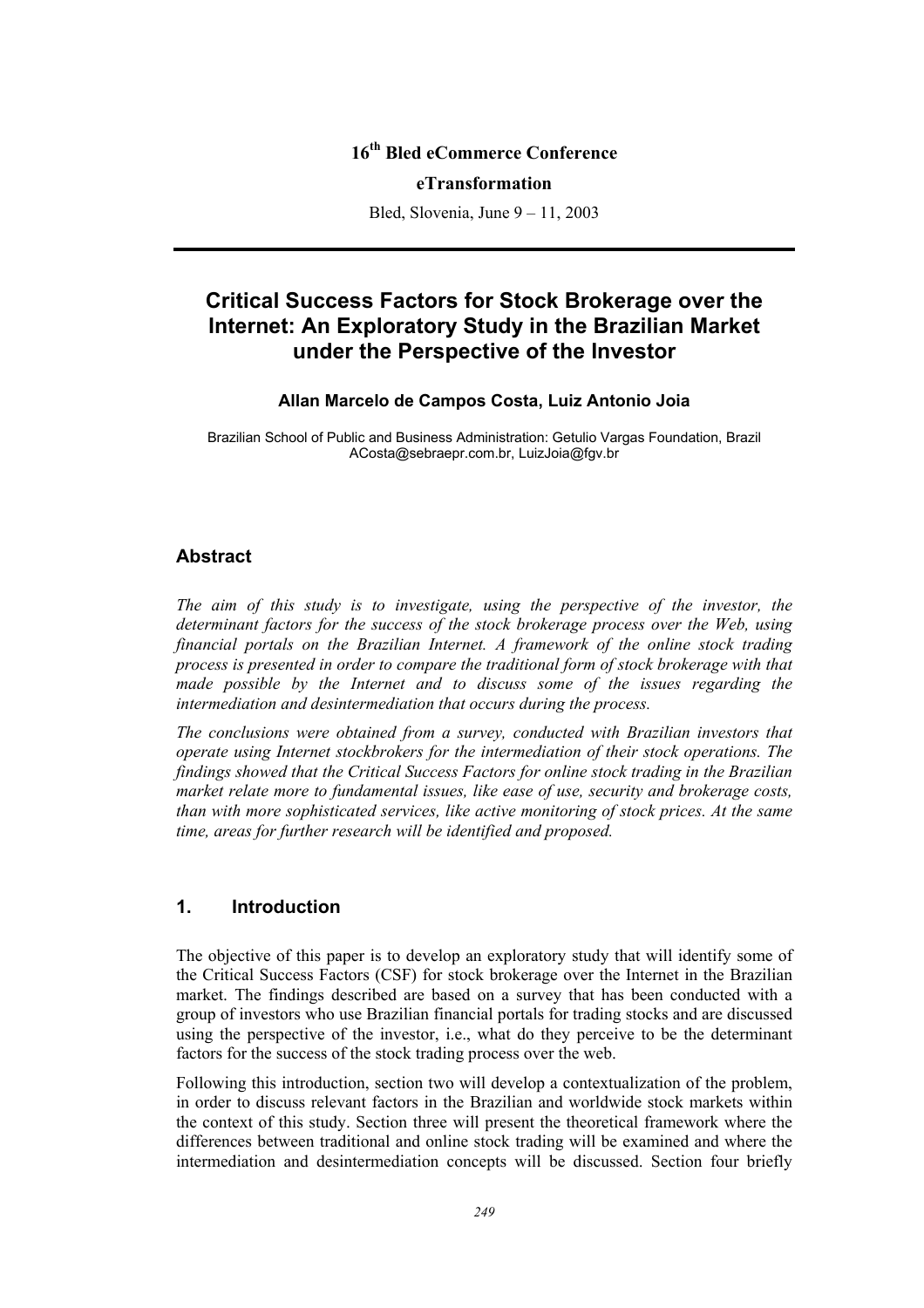16[th] Bled eCommerce Conference

**eTransformation**

Bled, Slovenia, June 9 – 11, 2003

# Critical Success Factors for Stock Brokerage over the Internet: An Exploratory Study in the Brazilian Market under the Perspective of the Investor

**Allan Marcelo de Campos Costa, Luiz Antonio Joia**

Brazilian School of Public and Business Administration: Getulio Vargas Foundation, Brazil
ACosta@sebraepr.com.br, LuizJoia@fgv.br

## Abstract

*The aim of this study is to investigate, using the perspective of the investor, the determinant factors for the success of the stock brokerage process over the Web, using financial portals on the Brazilian Internet. A framework of the online stock trading process is presented in order to compare the traditional form of stock brokerage with that made possible by the Internet and to discuss some of the issues regarding the intermediation and desintermediation that occurs during the process.*

*The conclusions were obtained from a survey, conducted with Brazilian investors that operate using Internet stockbrokers for the intermediation of their stock operations. The findings showed that the Critical Success Factors for online stock trading in the Brazilian market relate more to fundamental issues, like ease of use, security and brokerage costs, than with more sophisticated services, like active monitoring of stock prices. At the same time, areas for further research will be identified and proposed.*

## 1. Introduction

The objective of this paper is to develop an exploratory study that will identify some of the Critical Success Factors (CSF) for stock brokerage over the Internet in the Brazilian market. The findings described are based on a survey that has been conducted with a group of investors who use Brazilian financial portals for trading stocks and are discussed using the perspective of the investor, i.e., what do they perceive to be the determinant factors for the success of the stock trading process over the web.

Following this introduction, section two will develop a contextualization of the problem, in order to discuss relevant factors in the Brazilian and worldwide stock markets within the context of this study. Section three will present the theoretical framework where the differences between traditional and online stock trading will be examined and where the intermediation and desintermediation concepts will be discussed. Section four briefly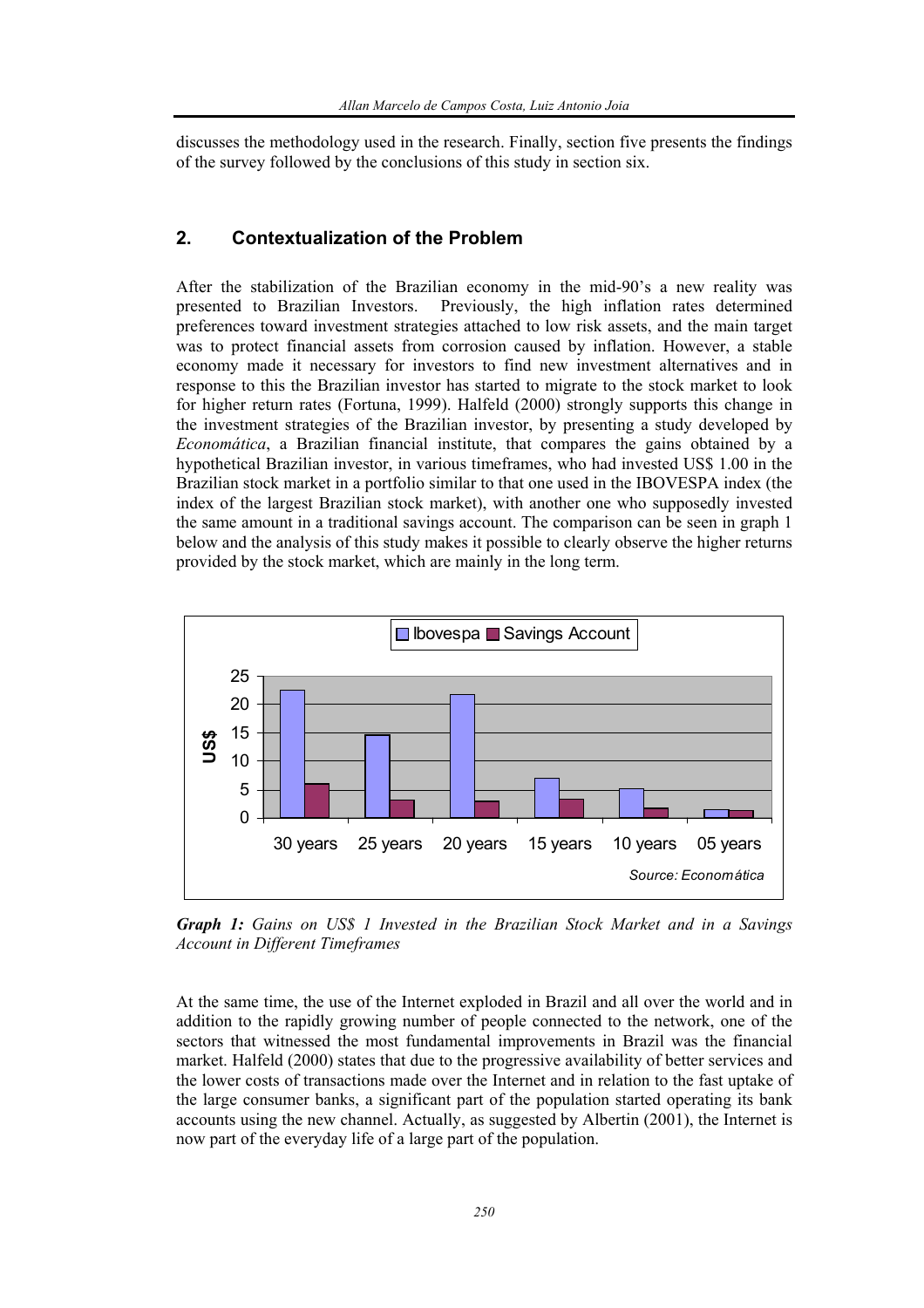discusses the methodology used in the research. Finally, section five presents the findings of the survey followed by the conclusions of this study in section six.

## 2. Contextualization of the Problem

After the stabilization of the Brazilian economy in the mid-90's a new reality was presented to Brazilian Investors. Previously, the high inflation rates determined preferences toward investment strategies attached to low risk assets, and the main target was to protect financial assets from corrosion caused by inflation. However, a stable economy made it necessary for investors to find new investment alternatives and in response to this the Brazilian investor has started to migrate to the stock market to look for higher return rates (Fortuna, 1999). Halfeld (2000) strongly supports this change in the investment strategies of the Brazilian investor, by presenting a study developed by *Economática*, a Brazilian financial institute, that compares the gains obtained by a hypothetical Brazilian investor, in various timeframes, who had invested US$ 1.00 in the Brazilian stock market in a portfolio similar to that one used in the IBOVESPA index (the index of the largest Brazilian stock market), with another one who supposedly invested the same amount in a traditional savings account. The comparison can be seen in graph 1 below and the analysis of this study makes it possible to clearly observe the higher returns provided by the stock market, which are mainly in the long term.

**Graph 1:** *Gains on US$ 1 Invested in the Brazilian Stock Market and in a Savings Account in Different Timeframes*

At the same time, the use of the Internet exploded in Brazil and all over the world and in addition to the rapidly growing number of people connected to the network, one of the sectors that witnessed the most fundamental improvements in Brazil was the financial market. Halfeld (2000) states that due to the progressive availability of better services and the lower costs of transactions made over the Internet and in relation to the fast uptake of the large consumer banks, a significant part of the population started operating its bank accounts using the new channel. Actually, as suggested by Albertin (2001), the Internet is now part of the everyday life of a large part of the population.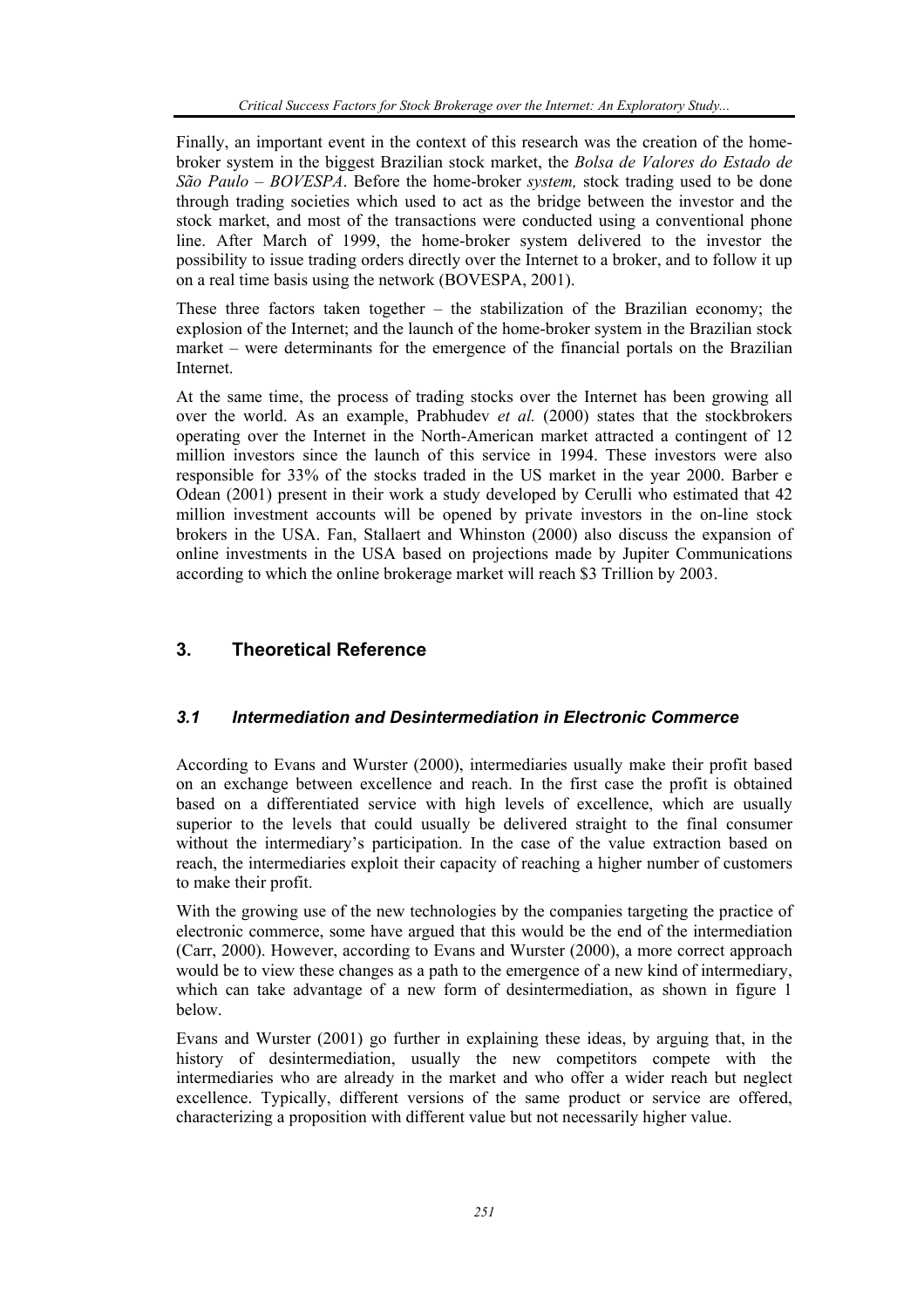Finally, an important event in the context of this research was the creation of the home-broker system in the biggest Brazilian stock market, the *Bolsa de Valores do Estado de São Paulo – BOVESPA*. Before the home-broker *system,* stock trading used to be done through trading societies which used to act as the bridge between the investor and the stock market, and most of the transactions were conducted using a conventional phone line. After March of 1999, the home-broker system delivered to the investor the possibility to issue trading orders directly over the Internet to a broker, and to follow it up on a real time basis using the network (BOVESPA, 2001).

These three factors taken together – the stabilization of the Brazilian economy; the explosion of the Internet; and the launch of the home-broker system in the Brazilian stock market – were determinants for the emergence of the financial portals on the Brazilian Internet.

At the same time, the process of trading stocks over the Internet has been growing all over the world. As an example, Prabhudev *et al.* (2000) states that the stockbrokers operating over the Internet in the North-American market attracted a contingent of 12 million investors since the launch of this service in 1994. These investors were also responsible for 33% of the stocks traded in the US market in the year 2000. Barber e Odean (2001) present in their work a study developed by Cerulli who estimated that 42 million investment accounts will be opened by private investors in the on-line stock brokers in the USA. Fan, Stallaert and Whinston (2000) also discuss the expansion of online investments in the USA based on projections made by Jupiter Communications according to which the online brokerage market will reach $3 Trillion by 2003.

## 3. Theoretical Reference

### *3.1 Intermediation and Desintermediation in Electronic Commerce*

According to Evans and Wurster (2000), intermediaries usually make their profit based on an exchange between excellence and reach. In the first case the profit is obtained based on a differentiated service with high levels of excellence, which are usually superior to the levels that could usually be delivered straight to the final consumer without the intermediary's participation. In the case of the value extraction based on reach, the intermediaries exploit their capacity of reaching a higher number of customers to make their profit.

With the growing use of the new technologies by the companies targeting the practice of electronic commerce, some have argued that this would be the end of the intermediation (Carr, 2000). However, according to Evans and Wurster (2000), a more correct approach would be to view these changes as a path to the emergence of a new kind of intermediary, which can take advantage of a new form of desintermediation, as shown in figure 1 below.

Evans and Wurster (2001) go further in explaining these ideas, by arguing that, in the history of desintermediation, usually the new competitors compete with the intermediaries who are already in the market and who offer a wider reach but neglect excellence. Typically, different versions of the same product or service are offered, characterizing a proposition with different value but not necessarily higher value.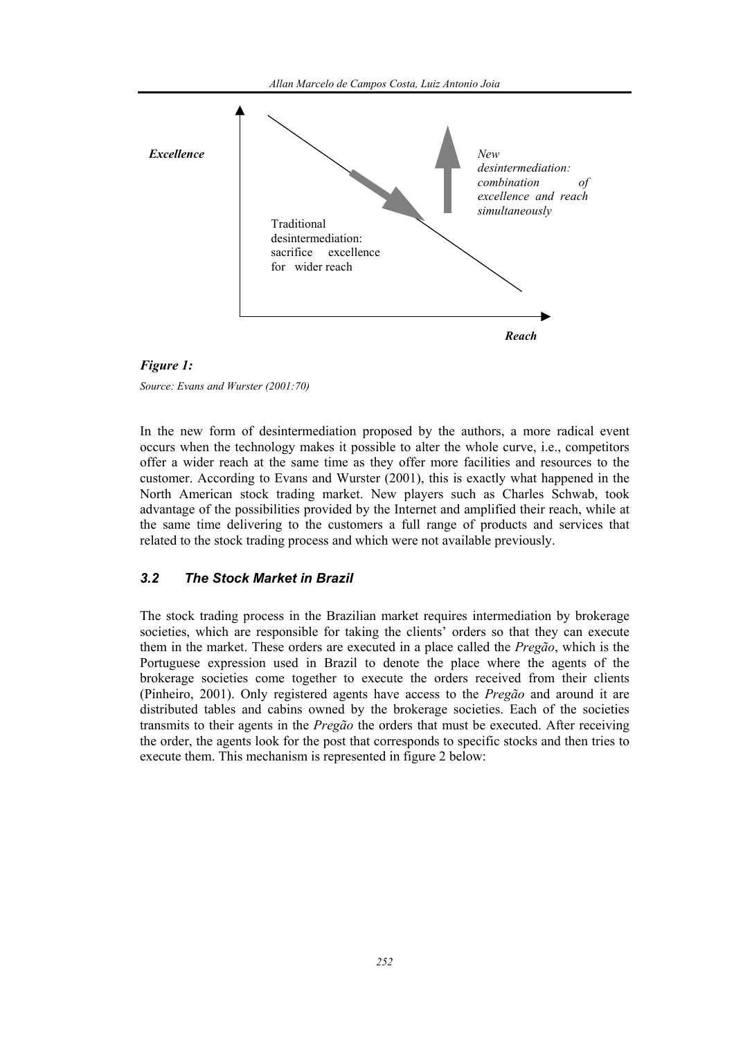Excellence

New desintermediation: combination of excellence and reach simultaneously

Traditional desintermediation: sacrifice excellence for wider reach

Reach

***Figure 1:***

*Source: Evans and Wurster (2001:70)*

In the new form of desintermediation proposed by the authors, a more radical event occurs when the technology makes it possible to alter the whole curve, i.e., competitors offer a wider reach at the same time as they offer more facilities and resources to the customer. According to Evans and Wurster (2001), this is exactly what happened in the North American stock trading market. New players such as Charles Schwab, took advantage of the possibilities provided by the Internet and amplified their reach, while at the same time delivering to the customers a full range of products and services that related to the stock trading process and which were not available previously.

### *3.2 The Stock Market in Brazil*

The stock trading process in the Brazilian market requires intermediation by brokerage societies, which are responsible for taking the clients' orders so that they can execute them in the market. These orders are executed in a place called the *Pregão*, which is the Portuguese expression used in Brazil to denote the place where the agents of the brokerage societies come together to execute the orders received from their clients (Pinheiro, 2001). Only registered agents have access to the *Pregão* and around it are distributed tables and cabins owned by the brokerage societies. Each of the societies transmits to their agents in the *Pregão* the orders that must be executed. After receiving the order, the agents look for the post that corresponds to specific stocks and then tries to execute them. This mechanism is represented in figure 2 below: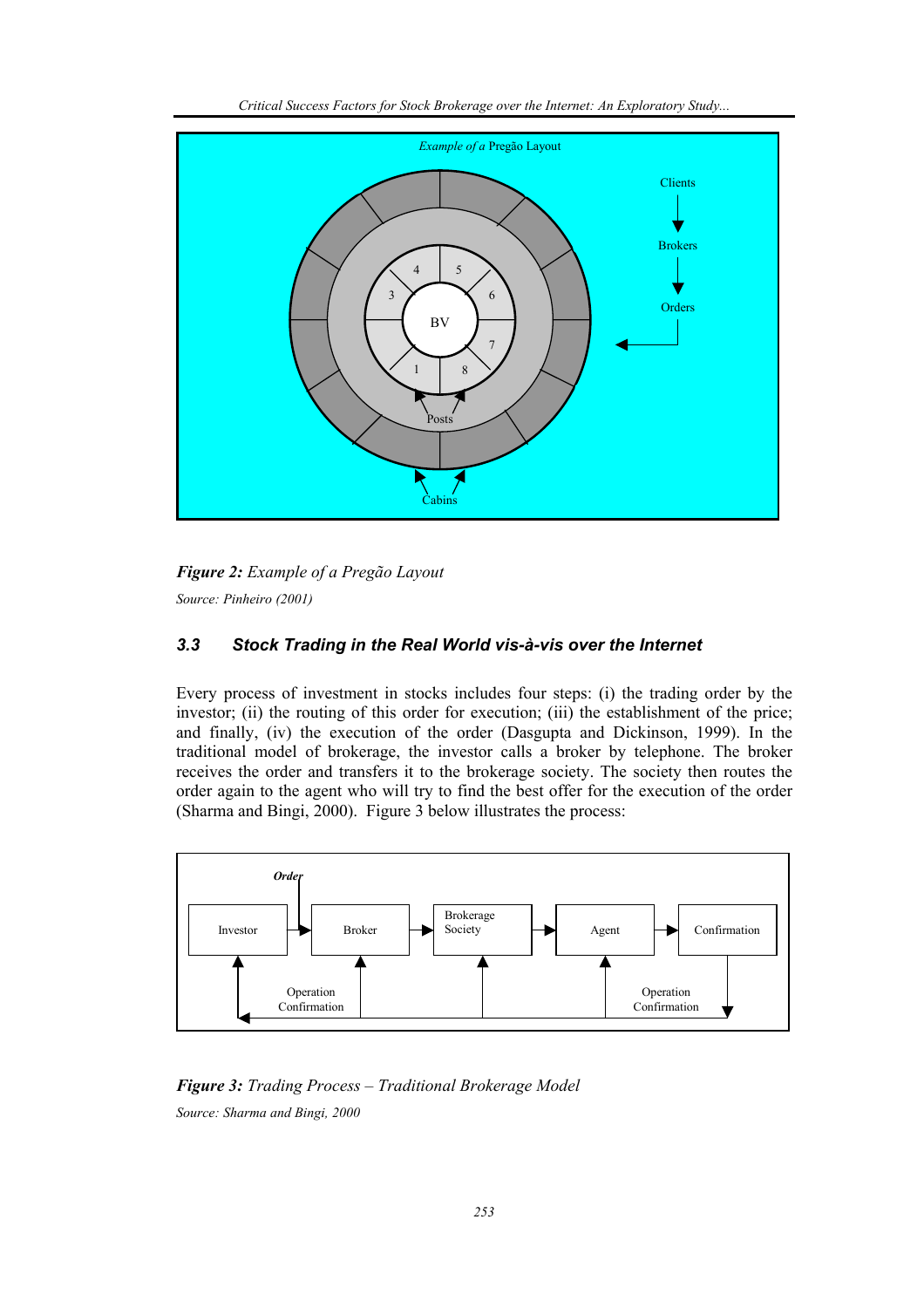**Figure 2:** *Example of a Pregão Layout*

*Source: Pinheiro (2001)*

### *3.3 Stock Trading in the Real World vis-à-vis over the Internet*

Every process of investment in stocks includes four steps: (i) the trading order by the investor; (ii) the routing of this order for execution; (iii) the establishment of the price; and finally, (iv) the execution of the order (Dasgupta and Dickinson, 1999). In the traditional model of brokerage, the investor calls a broker by telephone. The broker receives the order and transfers it to the brokerage society. The society then routes the order again to the agent who will try to find the best offer for the execution of the order (Sharma and Bingi, 2000). Figure 3 below illustrates the process:

**Figure 3:** *Trading Process – Traditional Brokerage Model*

*Source: Sharma and Bingi, 2000*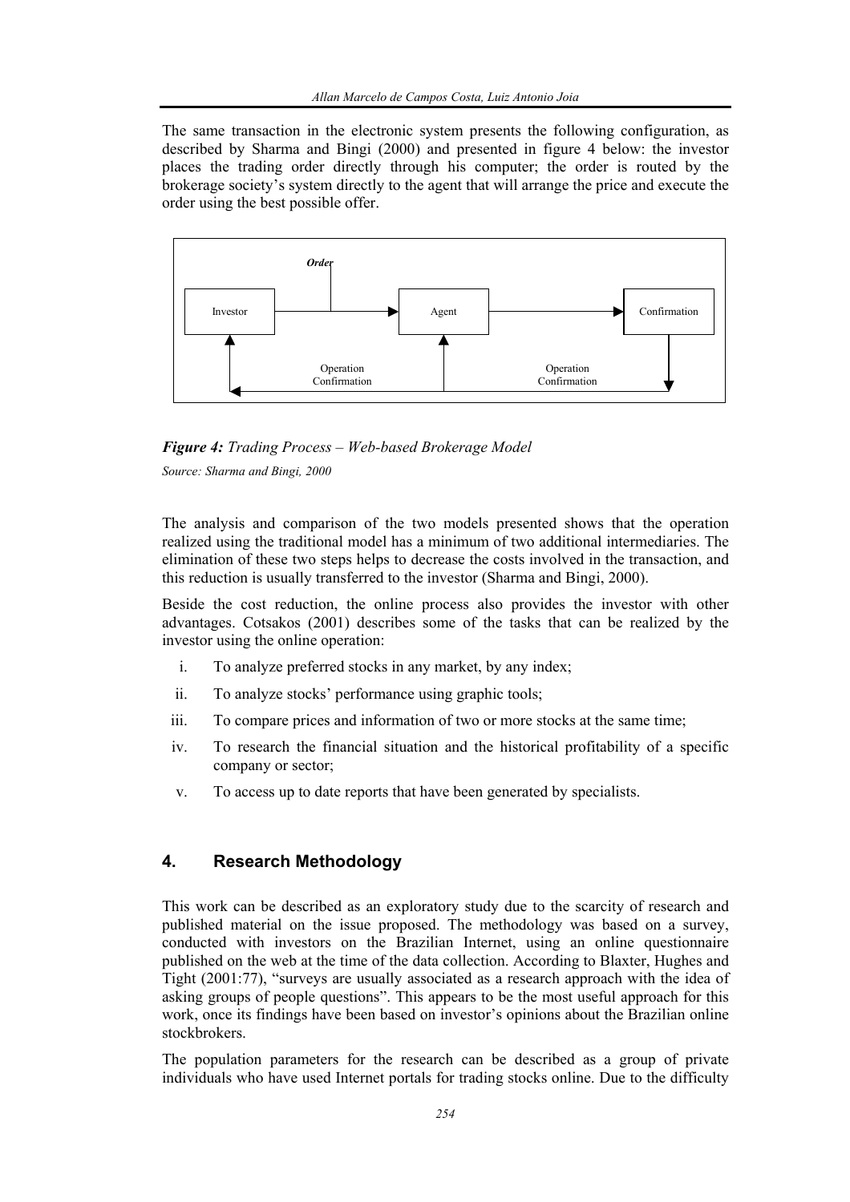The same transaction in the electronic system presents the following configuration, as described by Sharma and Bingi (2000) and presented in figure 4 below: the investor places the trading order directly through his computer; the order is routed by the brokerage society's system directly to the agent that will arrange the price and execute the order using the best possible offer.

Order

Investor → Agent → Confirmation

Operation Confirmation | Operation Confirmation

***Figure 4:*** *Trading Process – Web-based Brokerage Model*

*Source: Sharma and Bingi, 2000*

The analysis and comparison of the two models presented shows that the operation realized using the traditional model has a minimum of two additional intermediaries. The elimination of these two steps helps to decrease the costs involved in the transaction, and this reduction is usually transferred to the investor (Sharma and Bingi, 2000).

Beside the cost reduction, the online process also provides the investor with other advantages. Cotsakos (2001) describes some of the tasks that can be realized by the investor using the online operation:

i. To analyze preferred stocks in any market, by any index;

ii. To analyze stocks' performance using graphic tools;

iii. To compare prices and information of two or more stocks at the same time;

iv. To research the financial situation and the historical profitability of a specific company or sector;

v. To access up to date reports that have been generated by specialists.

## 4. Research Methodology

This work can be described as an exploratory study due to the scarcity of research and published material on the issue proposed. The methodology was based on a survey, conducted with investors on the Brazilian Internet, using an online questionnaire published on the web at the time of the data collection. According to Blaxter, Hughes and Tight (2001:77), "surveys are usually associated as a research approach with the idea of asking groups of people questions". This appears to be the most useful approach for this work, once its findings have been based on investor's opinions about the Brazilian online stockbrokers.

The population parameters for the research can be described as a group of private individuals who have used Internet portals for trading stocks online. Due to the difficulty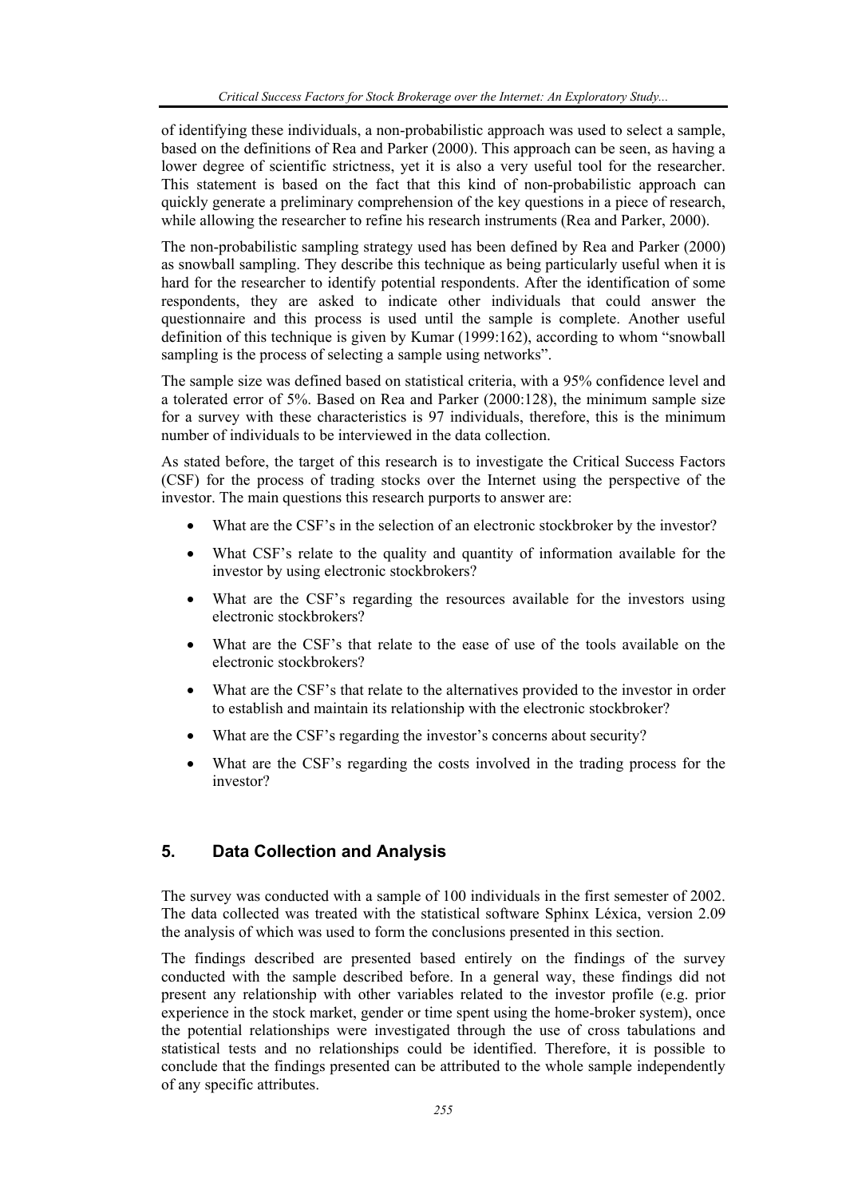of identifying these individuals, a non-probabilistic approach was used to select a sample, based on the definitions of Rea and Parker (2000). This approach can be seen, as having a lower degree of scientific strictness, yet it is also a very useful tool for the researcher. This statement is based on the fact that this kind of non-probabilistic approach can quickly generate a preliminary comprehension of the key questions in a piece of research, while allowing the researcher to refine his research instruments (Rea and Parker, 2000).

The non-probabilistic sampling strategy used has been defined by Rea and Parker (2000) as snowball sampling. They describe this technique as being particularly useful when it is hard for the researcher to identify potential respondents. After the identification of some respondents, they are asked to indicate other individuals that could answer the questionnaire and this process is used until the sample is complete. Another useful definition of this technique is given by Kumar (1999:162), according to whom "snowball sampling is the process of selecting a sample using networks".

The sample size was defined based on statistical criteria, with a 95% confidence level and a tolerated error of 5%. Based on Rea and Parker (2000:128), the minimum sample size for a survey with these characteristics is 97 individuals, therefore, this is the minimum number of individuals to be interviewed in the data collection.

As stated before, the target of this research is to investigate the Critical Success Factors (CSF) for the process of trading stocks over the Internet using the perspective of the investor. The main questions this research purports to answer are:

- What are the CSF's in the selection of an electronic stockbroker by the investor?
- What CSF's relate to the quality and quantity of information available for the investor by using electronic stockbrokers?
- What are the CSF's regarding the resources available for the investors using electronic stockbrokers?
- What are the CSF's that relate to the ease of use of the tools available on the electronic stockbrokers?
- What are the CSF's that relate to the alternatives provided to the investor in order to establish and maintain its relationship with the electronic stockbroker?
- What are the CSF's regarding the investor's concerns about security?
- What are the CSF's regarding the costs involved in the trading process for the investor?

## 5. Data Collection and Analysis

The survey was conducted with a sample of 100 individuals in the first semester of 2002. The data collected was treated with the statistical software Sphinx Léxica, version 2.09 the analysis of which was used to form the conclusions presented in this section.

The findings described are presented based entirely on the findings of the survey conducted with the sample described before. In a general way, these findings did not present any relationship with other variables related to the investor profile (e.g. prior experience in the stock market, gender or time spent using the home-broker system), once the potential relationships were investigated through the use of cross tabulations and statistical tests and no relationships could be identified. Therefore, it is possible to conclude that the findings presented can be attributed to the whole sample independently of any specific attributes.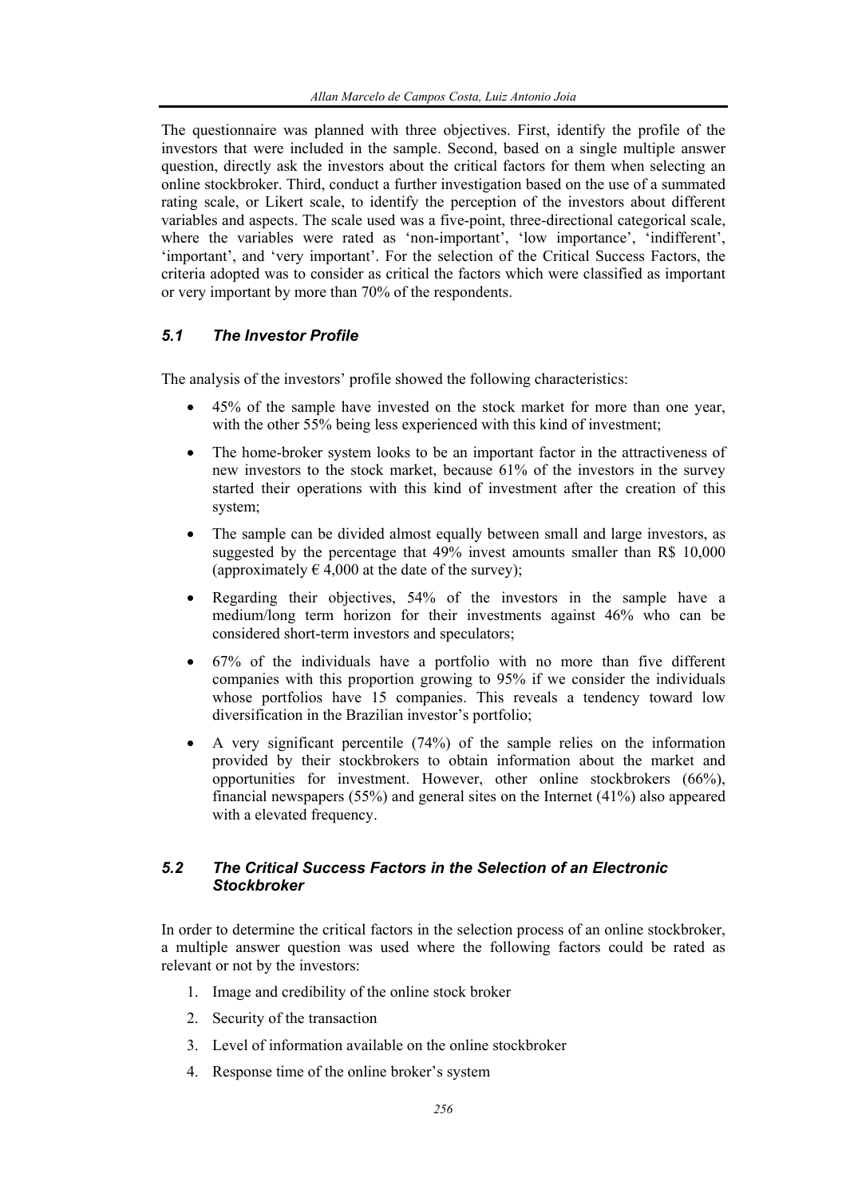The questionnaire was planned with three objectives. First, identify the profile of the investors that were included in the sample. Second, based on a single multiple answer question, directly ask the investors about the critical factors for them when selecting an online stockbroker. Third, conduct a further investigation based on the use of a summated rating scale, or Likert scale, to identify the perception of the investors about different variables and aspects. The scale used was a five-point, three-directional categorical scale, where the variables were rated as 'non-important', 'low importance', 'indifferent', 'important', and 'very important'. For the selection of the Critical Success Factors, the criteria adopted was to consider as critical the factors which were classified as important or very important by more than 70% of the respondents.

### *5.1 The Investor Profile*

The analysis of the investors' profile showed the following characteristics:

- 45% of the sample have invested on the stock market for more than one year, with the other 55% being less experienced with this kind of investment;
- The home-broker system looks to be an important factor in the attractiveness of new investors to the stock market, because 61% of the investors in the survey started their operations with this kind of investment after the creation of this system;
- The sample can be divided almost equally between small and large investors, as suggested by the percentage that 49% invest amounts smaller than R$ 10,000 (approximately € 4,000 at the date of the survey);
- Regarding their objectives, 54% of the investors in the sample have a medium/long term horizon for their investments against 46% who can be considered short-term investors and speculators;
- 67% of the individuals have a portfolio with no more than five different companies with this proportion growing to 95% if we consider the individuals whose portfolios have 15 companies. This reveals a tendency toward low diversification in the Brazilian investor's portfolio;
- A very significant percentile (74%) of the sample relies on the information provided by their stockbrokers to obtain information about the market and opportunities for investment. However, other online stockbrokers (66%), financial newspapers (55%) and general sites on the Internet (41%) also appeared with a elevated frequency.

### *5.2 The Critical Success Factors in the Selection of an Electronic Stockbroker*

In order to determine the critical factors in the selection process of an online stockbroker, a multiple answer question was used where the following factors could be rated as relevant or not by the investors:

1. Image and credibility of the online stock broker
2. Security of the transaction
3. Level of information available on the online stockbroker
4. Response time of the online broker's system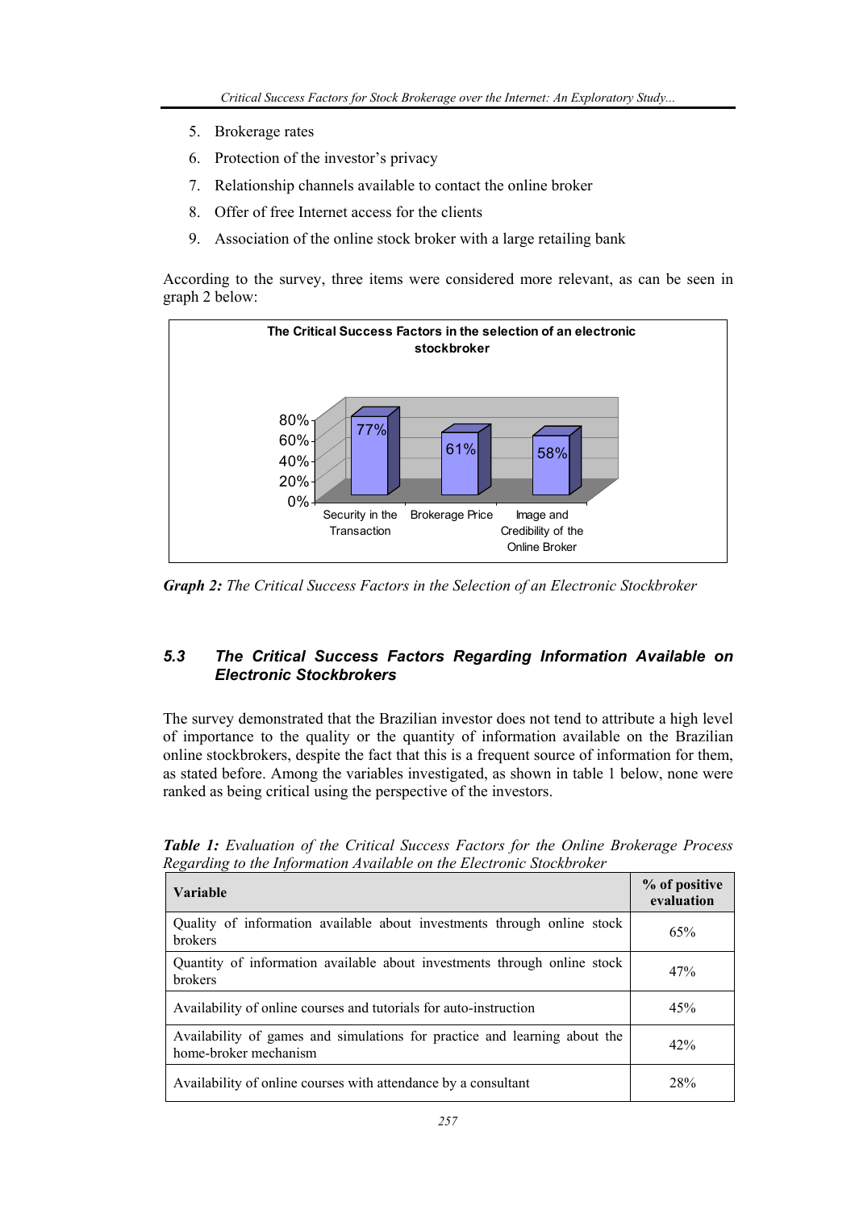5. Brokerage rates
6. Protection of the investor's privacy
7. Relationship channels available to contact the online broker
8. Offer of free Internet access for the clients
9. Association of the online stock broker with a large retailing bank

According to the survey, three items were considered more relevant, as can be seen in graph 2 below:

**Graph 2:** *The Critical Success Factors in the Selection of an Electronic Stockbroker*

### 5.3 The Critical Success Factors Regarding Information Available on Electronic Stockbrokers

The survey demonstrated that the Brazilian investor does not tend to attribute a high level of importance to the quality or the quantity of information available on the Brazilian online stockbrokers, despite the fact that this is a frequent source of information for them, as stated before. Among the variables investigated, as shown in table 1 below, none were ranked as being critical using the perspective of the investors.

***Table 1:*** *Evaluation of the Critical Success Factors for the Online Brokerage Process Regarding to the Information Available on the Electronic Stockbroker*

| Variable | % of positive evaluation |
|---|---|
| Quality of information available about investments through online stock brokers | 65% |
| Quantity of information available about investments through online stock brokers | 47% |
| Availability of online courses and tutorials for auto-instruction | 45% |
| Availability of games and simulations for practice and learning about the home-broker mechanism | 42% |
| Availability of online courses with attendance by a consultant | 28% |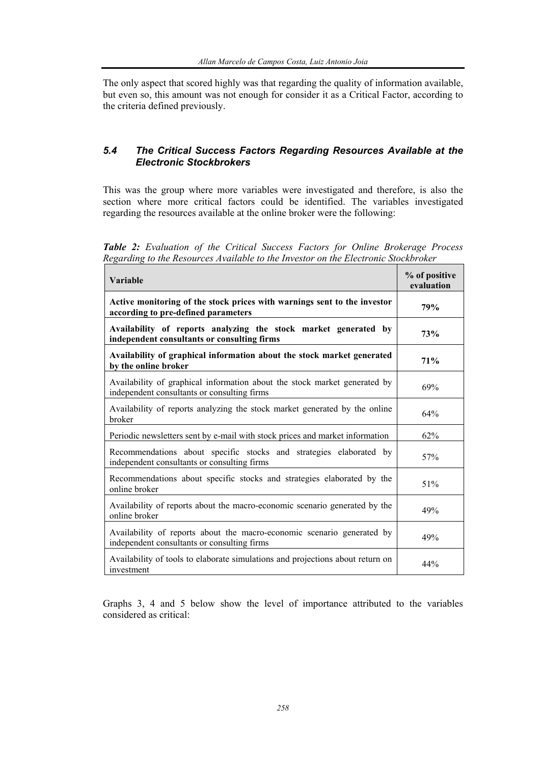The only aspect that scored highly was that regarding the quality of information available, but even so, this amount was not enough for consider it as a Critical Factor, according to the criteria defined previously.

### *5.4 The Critical Success Factors Regarding Resources Available at the Electronic Stockbrokers*

This was the group where more variables were investigated and therefore, is also the section where more critical factors could be identified. The variables investigated regarding the resources available at the online broker were the following:

***Table 2:*** *Evaluation of the Critical Success Factors for Online Brokerage Process Regarding to the Resources Available to the Investor on the Electronic Stockbroker*

| Variable | % of positive evaluation |
|---|---|
| **Active monitoring of the stock prices with warnings sent to the investor according to pre-defined parameters** | **79%** |
| **Availability of reports analyzing the stock market generated by independent consultants or consulting firms** | **73%** |
| **Availability of graphical information about the stock market generated by the online broker** | **71%** |
| Availability of graphical information about the stock market generated by independent consultants or consulting firms | 69% |
| Availability of reports analyzing the stock market generated by the online broker | 64% |
| Periodic newsletters sent by e-mail with stock prices and market information | 62% |
| Recommendations about specific stocks and strategies elaborated by independent consultants or consulting firms | 57% |
| Recommendations about specific stocks and strategies elaborated by the online broker | 51% |
| Availability of reports about the macro-economic scenario generated by the online broker | 49% |
| Availability of reports about the macro-economic scenario generated by independent consultants or consulting firms | 49% |
| Availability of tools to elaborate simulations and projections about return on investment | 44% |

Graphs 3, 4 and 5 below show the level of importance attributed to the variables considered as critical: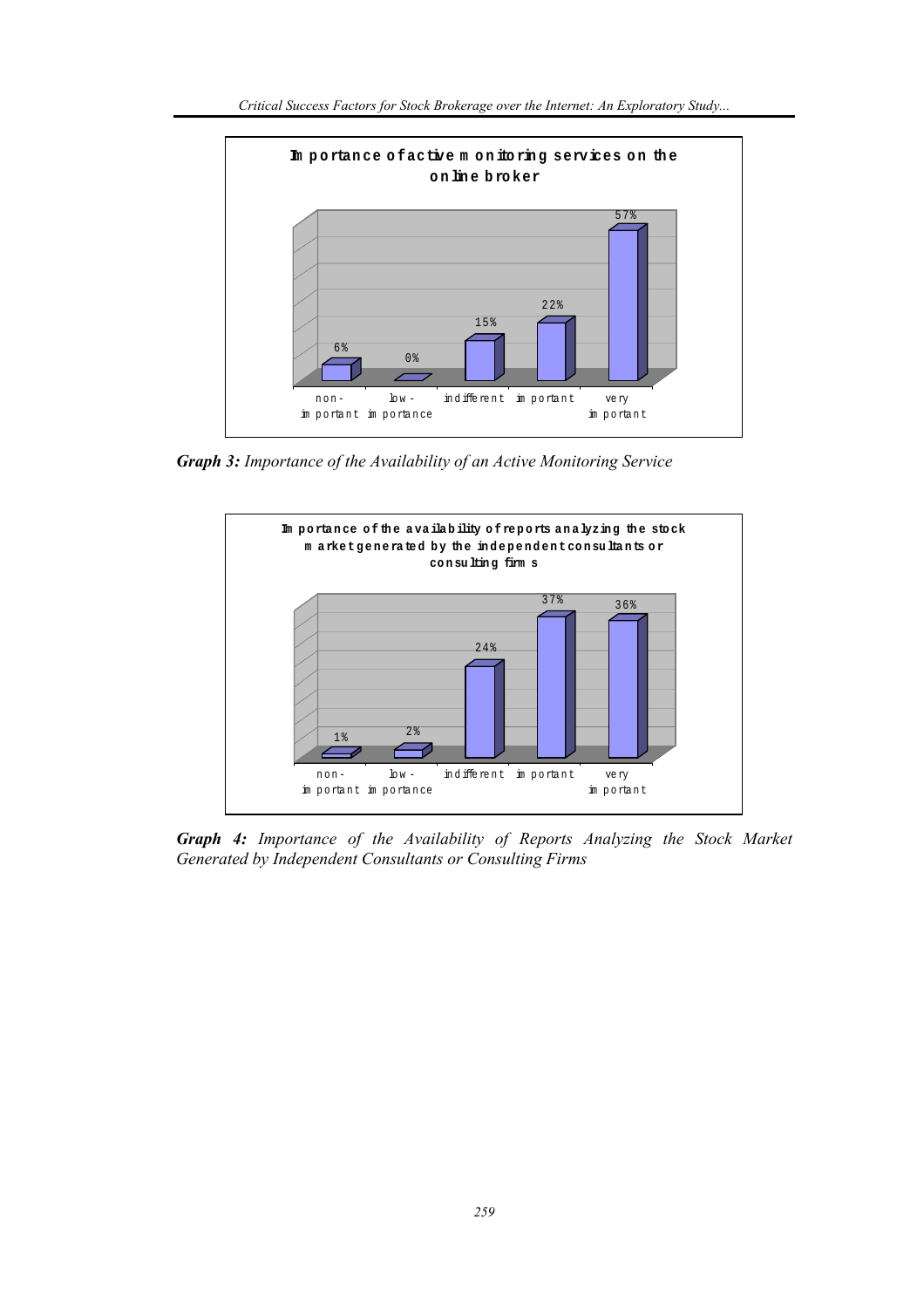**Importance of active monitoring services on the online broker**

| non-important | low-importance | indifferent | important | very important |
| --- | --- | --- | --- | --- |
| 6% | 0% | 15% | 22% | 57% |

***Graph 3:*** *Importance of the Availability of an Active Monitoring Service*

**Importance of the availability of reports analyzing the stock market generated by the independent consultants or consulting firms**

| non-important | low-importance | indifferent | important | very important |
| --- | --- | --- | --- | --- |
| 1% | 2% | 24% | 37% | 36% |

***Graph 4:*** *Importance of the Availability of Reports Analyzing the Stock Market Generated by Independent Consultants or Consulting Firms*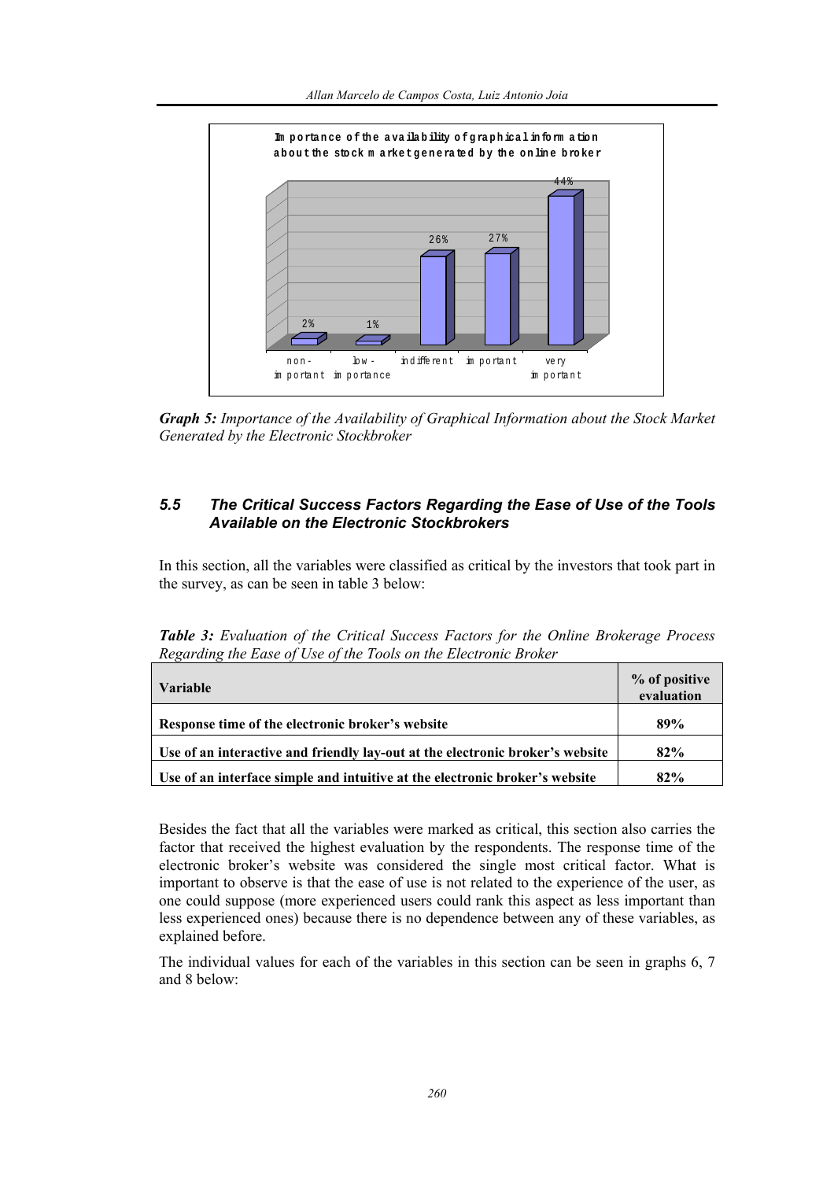**Graph 5:** *Importance of the Availability of Graphical Information about the Stock Market Generated by the Electronic Stockbroker*

### *5.5 The Critical Success Factors Regarding the Ease of Use of the Tools Available on the Electronic Stockbrokers*

In this section, all the variables were classified as critical by the investors that took part in the survey, as can be seen in table 3 below:

**Table 3:** *Evaluation of the Critical Success Factors for the Online Brokerage Process Regarding the Ease of Use of the Tools on the Electronic Broker*

| Variable | % of positive evaluation |
|---|---|
| **Response time of the electronic broker's website** | **89%** |
| **Use of an interactive and friendly lay-out at the electronic broker's website** | **82%** |
| **Use of an interface simple and intuitive at the electronic broker's website** | **82%** |

Besides the fact that all the variables were marked as critical, this section also carries the factor that received the highest evaluation by the respondents. The response time of the electronic broker's website was considered the single most critical factor. What is important to observe is that the ease of use is not related to the experience of the user, as one could suppose (more experienced users could rank this aspect as less important than less experienced ones) because there is no dependence between any of these variables, as explained before.

The individual values for each of the variables in this section can be seen in graphs 6, 7 and 8 below: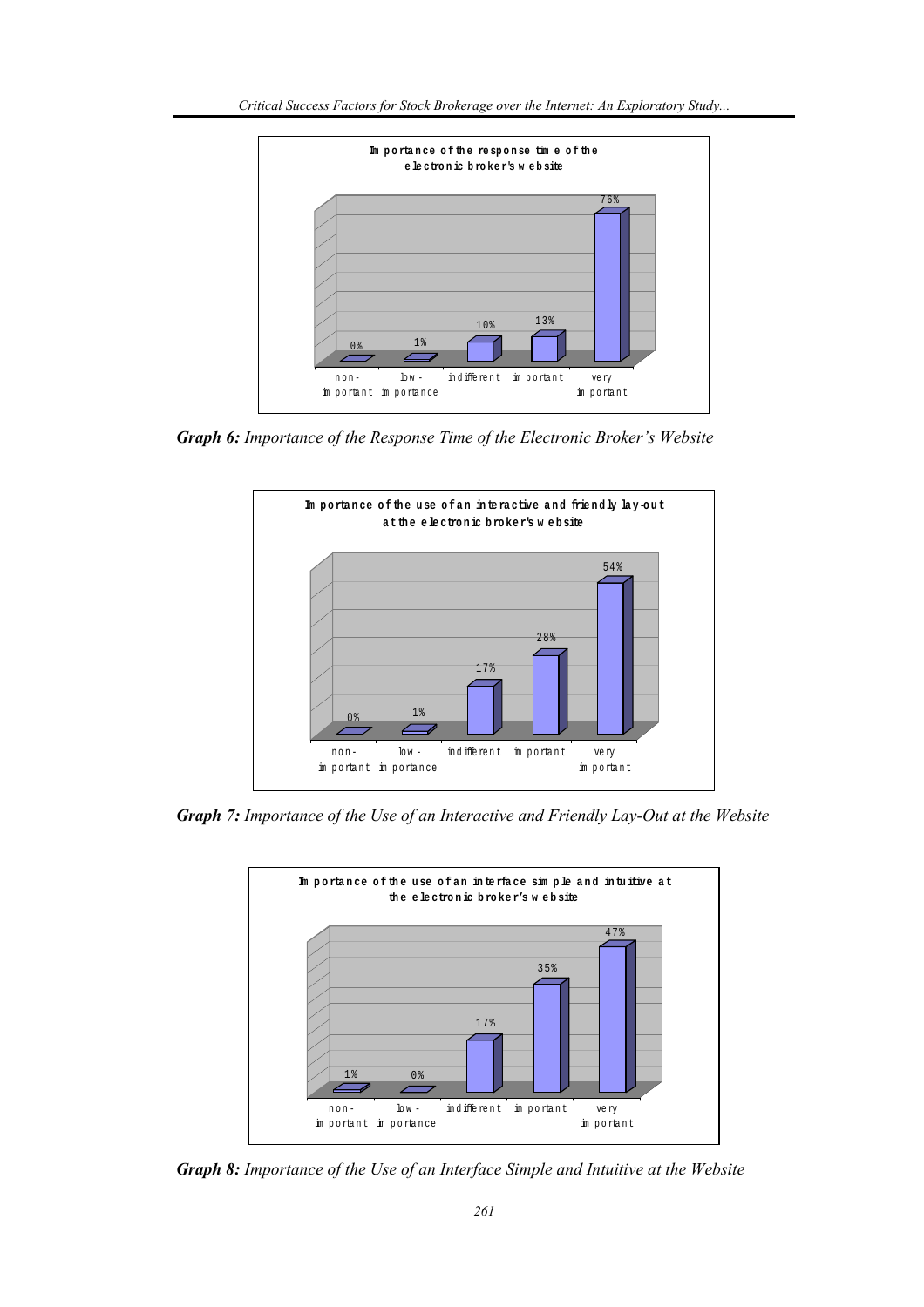**Graph 6:** *Importance of the Response Time of the Electronic Broker's Website*

**Graph 7:** *Importance of the Use of an Interactive and Friendly Lay-Out at the Website*

**Graph 8:** *Importance of the Use of an Interface Simple and Intuitive at the Website*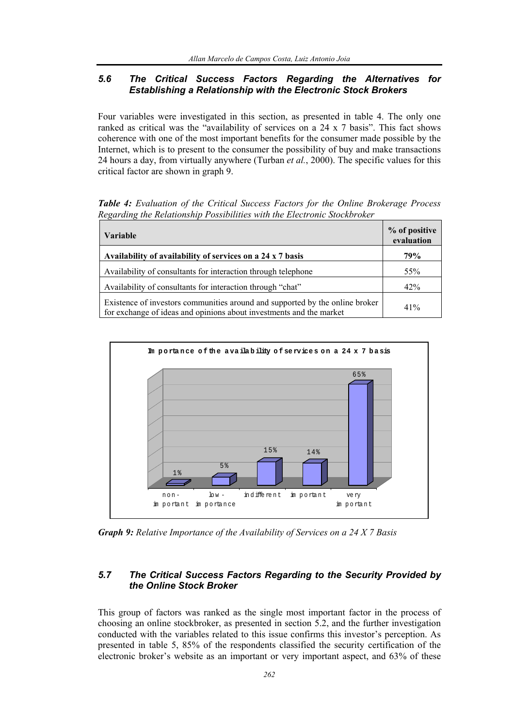## 5.6 The Critical Success Factors Regarding the Alternatives for Establishing a Relationship with the Electronic Stock Brokers

Four variables were investigated in this section, as presented in table 4. The only one ranked as critical was the "availability of services on a 24 x 7 basis". This fact shows coherence with one of the most important benefits for the consumer made possible by the Internet, which is to present to the consumer the possibility of buy and make transactions 24 hours a day, from virtually anywhere (Turban *et al.*, 2000). The specific values for this critical factor are shown in graph 9.

***Table 4:*** *Evaluation of the Critical Success Factors for the Online Brokerage Process Regarding the Relationship Possibilities with the Electronic Stockbroker*

| Variable | % of positive evaluation |
|---|---|
| **Availability of availability of services on a 24 x 7 basis** | **79%** |
| Availability of consultants for interaction through telephone | 55% |
| Availability of consultants for interaction through "chat" | 42% |
| Existence of investors communities around and supported by the online broker for exchange of ideas and opinions about investments and the market | 41% |

Importance of the availability of services on a 24 x 7 basis

| non-important | low-importance | indifferent | important | very important |
|---|---|---|---|---|
| 1% | 5% | 15% | 14% | 65% |

***Graph 9:*** *Relative Importance of the Availability of Services on a 24 X 7 Basis*

## 5.7 The Critical Success Factors Regarding to the Security Provided by the Online Stock Broker

This group of factors was ranked as the single most important factor in the process of choosing an online stockbroker, as presented in section 5.2, and the further investigation conducted with the variables related to this issue confirms this investor's perception. As presented in table 5, 85% of the respondents classified the security certification of the electronic broker's website as an important or very important aspect, and 63% of these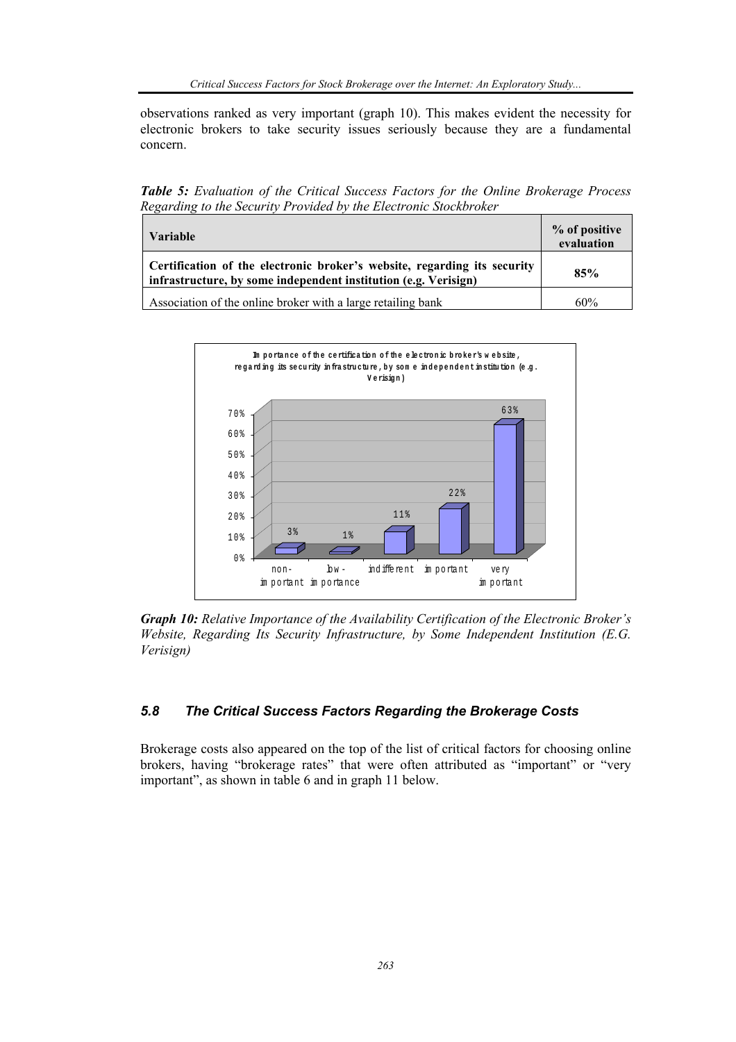observations ranked as very important (graph 10). This makes evident the necessity for electronic brokers to take security issues seriously because they are a fundamental concern.

***Table 5:*** *Evaluation of the Critical Success Factors for the Online Brokerage Process Regarding to the Security Provided by the Electronic Stockbroker*

| Variable | % of positive evaluation |
|---|---|
| **Certification of the electronic broker's website, regarding its security infrastructure, by some independent institution (e.g. Verisign)** | **85%** |
| Association of the online broker with a large retailing bank | 60% |

***Graph 10:*** *Relative Importance of the Availability Certification of the Electronic Broker's Website, Regarding Its Security Infrastructure, by Some Independent Institution (E.G. Verisign)*

### *5.8 The Critical Success Factors Regarding the Brokerage Costs*

Brokerage costs also appeared on the top of the list of critical factors for choosing online brokers, having "brokerage rates" that were often attributed as "important" or "very important", as shown in table 6 and in graph 11 below.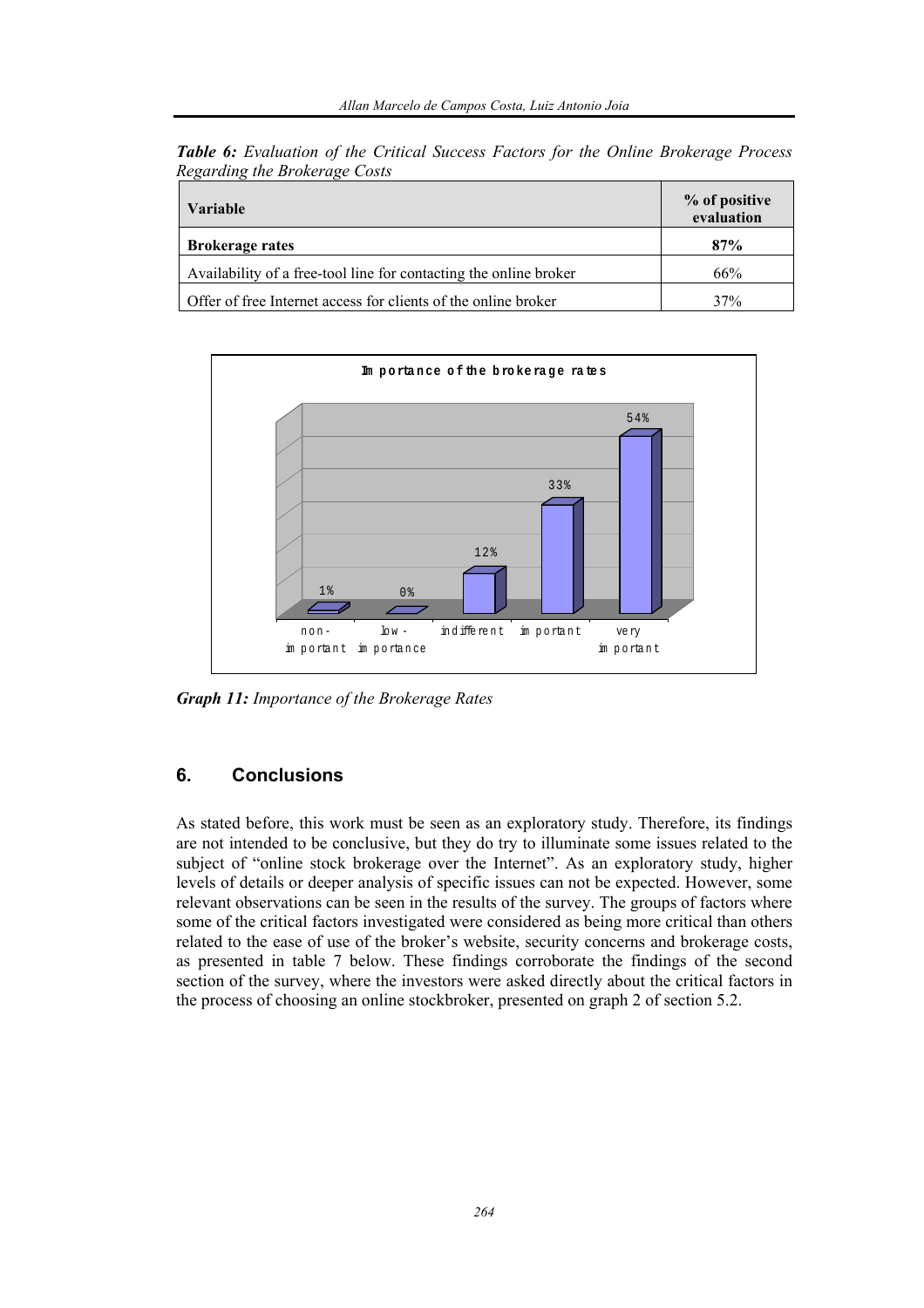***Table 6:** Evaluation of the Critical Success Factors for the Online Brokerage Process Regarding the Brokerage Costs*

| Variable | % of positive evaluation |
|---|---|
| **Brokerage rates** | **87%** |
| Availability of a free-tool line for contacting the online broker | 66% |
| Offer of free Internet access for clients of the online broker | 37% |

***Graph 11:** Importance of the Brokerage Rates*

## 6. Conclusions

As stated before, this work must be seen as an exploratory study. Therefore, its findings are not intended to be conclusive, but they do try to illuminate some issues related to the subject of "online stock brokerage over the Internet". As an exploratory study, higher levels of details or deeper analysis of specific issues can not be expected. However, some relevant observations can be seen in the results of the survey. The groups of factors where some of the critical factors investigated were considered as being more critical than others related to the ease of use of the broker's website, security concerns and brokerage costs, as presented in table 7 below. These findings corroborate the findings of the second section of the survey, where the investors were asked directly about the critical factors in the process of choosing an online stockbroker, presented on graph 2 of section 5.2.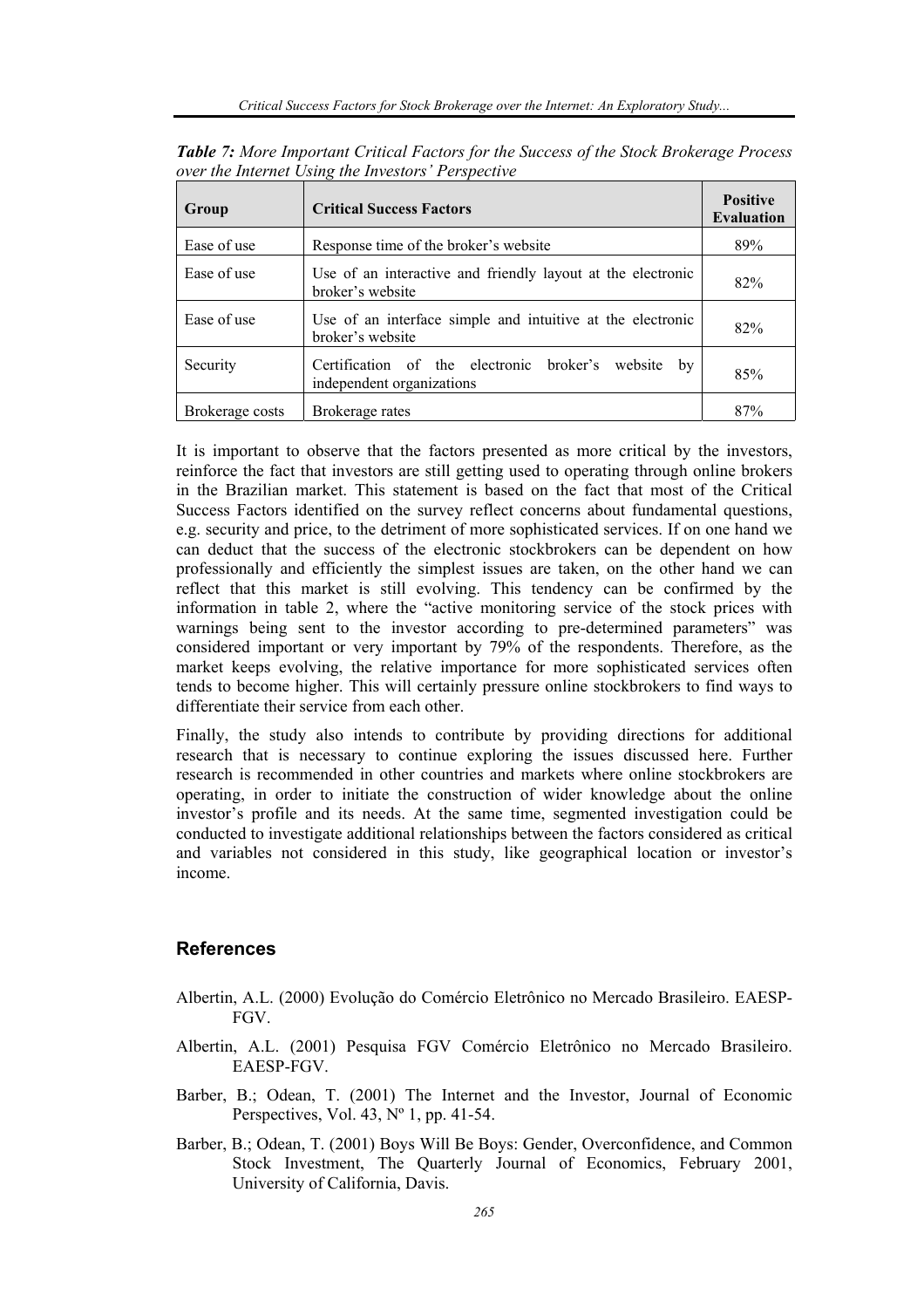***Table 7:** More Important Critical Factors for the Success of the Stock Brokerage Process over the Internet Using the Investors' Perspective*

| Group | Critical Success Factors | Positive Evaluation |
|---|---|---|
| Ease of use | Response time of the broker's website | 89% |
| Ease of use | Use of an interactive and friendly layout at the electronic broker's website | 82% |
| Ease of use | Use of an interface simple and intuitive at the electronic broker's website | 82% |
| Security | Certification of the electronic broker's website by independent organizations | 85% |
| Brokerage costs | Brokerage rates | 87% |

It is important to observe that the factors presented as more critical by the investors, reinforce the fact that investors are still getting used to operating through online brokers in the Brazilian market. This statement is based on the fact that most of the Critical Success Factors identified on the survey reflect concerns about fundamental questions, e.g. security and price, to the detriment of more sophisticated services. If on one hand we can deduct that the success of the electronic stockbrokers can be dependent on how professionally and efficiently the simplest issues are taken, on the other hand we can reflect that this market is still evolving. This tendency can be confirmed by the information in table 2, where the "active monitoring service of the stock prices with warnings being sent to the investor according to pre-determined parameters" was considered important or very important by 79% of the respondents. Therefore, as the market keeps evolving, the relative importance for more sophisticated services often tends to become higher. This will certainly pressure online stockbrokers to find ways to differentiate their service from each other.

Finally, the study also intends to contribute by providing directions for additional research that is necessary to continue exploring the issues discussed here. Further research is recommended in other countries and markets where online stockbrokers are operating, in order to initiate the construction of wider knowledge about the online investor's profile and its needs. At the same time, segmented investigation could be conducted to investigate additional relationships between the factors considered as critical and variables not considered in this study, like geographical location or investor's income.

## References

Albertin, A.L. (2000) Evolução do Comércio Eletrônico no Mercado Brasileiro. EAESP-FGV.

Albertin, A.L. (2001) Pesquisa FGV Comércio Eletrônico no Mercado Brasileiro. EAESP-FGV.

Barber, B.; Odean, T. (2001) The Internet and the Investor, Journal of Economic Perspectives, Vol. 43, Nº 1, pp. 41-54.

Barber, B.; Odean, T. (2001) Boys Will Be Boys: Gender, Overconfidence, and Common Stock Investment, The Quarterly Journal of Economics, February 2001, University of California, Davis.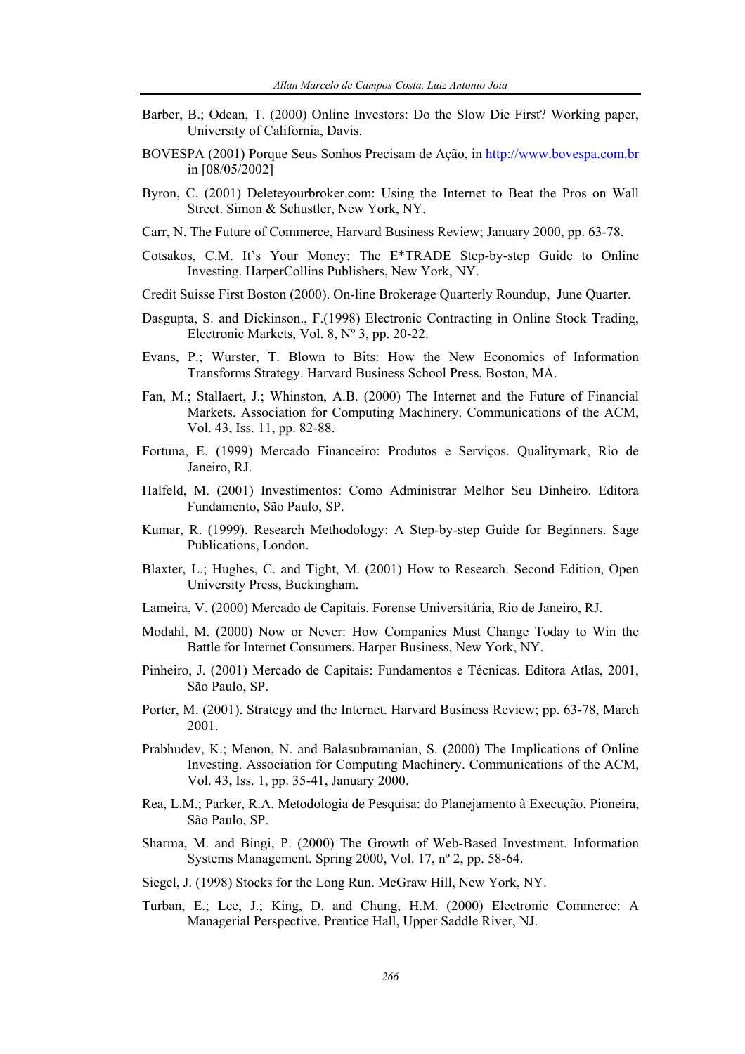Barber, B.; Odean, T. (2000) Online Investors: Do the Slow Die First? Working paper, University of California, Davis.

BOVESPA (2001) Porque Seus Sonhos Precisam de Ação, in http://www.bovespa.com.br in [08/05/2002]

Byron, C. (2001) Deleteyourbroker.com: Using the Internet to Beat the Pros on Wall Street. Simon & Schustler, New York, NY.

Carr, N. The Future of Commerce, Harvard Business Review; January 2000, pp. 63-78.

Cotsakos, C.M. It's Your Money: The E*TRADE Step-by-step Guide to Online Investing. HarperCollins Publishers, New York, NY.

Credit Suisse First Boston (2000). On-line Brokerage Quarterly Roundup, June Quarter.

Dasgupta, S. and Dickinson., F.(1998) Electronic Contracting in Online Stock Trading, Electronic Markets, Vol. 8, Nº 3, pp. 20-22.

Evans, P.; Wurster, T. Blown to Bits: How the New Economics of Information Transforms Strategy. Harvard Business School Press, Boston, MA.

Fan, M.; Stallaert, J.; Whinston, A.B. (2000) The Internet and the Future of Financial Markets. Association for Computing Machinery. Communications of the ACM, Vol. 43, Iss. 11, pp. 82-88.

Fortuna, E. (1999) Mercado Financeiro: Produtos e Serviços. Qualitymark, Rio de Janeiro, RJ.

Halfeld, M. (2001) Investimentos: Como Administrar Melhor Seu Dinheiro. Editora Fundamento, São Paulo, SP.

Kumar, R. (1999). Research Methodology: A Step-by-step Guide for Beginners. Sage Publications, London.

Blaxter, L.; Hughes, C. and Tight, M. (2001) How to Research. Second Edition, Open University Press, Buckingham.

Lameira, V. (2000) Mercado de Capitais. Forense Universitária, Rio de Janeiro, RJ.

Modahl, M. (2000) Now or Never: How Companies Must Change Today to Win the Battle for Internet Consumers. Harper Business, New York, NY.

Pinheiro, J. (2001) Mercado de Capitais: Fundamentos e Técnicas. Editora Atlas, 2001, São Paulo, SP.

Porter, M. (2001). Strategy and the Internet. Harvard Business Review; pp. 63-78, March 2001.

Prabhudev, K.; Menon, N. and Balasubramanian, S. (2000) The Implications of Online Investing. Association for Computing Machinery. Communications of the ACM, Vol. 43, Iss. 1, pp. 35-41, January 2000.

Rea, L.M.; Parker, R.A. Metodologia de Pesquisa: do Planejamento à Execução. Pioneira, São Paulo, SP.

Sharma, M. and Bingi, P. (2000) The Growth of Web-Based Investment. Information Systems Management. Spring 2000, Vol. 17, nº 2, pp. 58-64.

Siegel, J. (1998) Stocks for the Long Run. McGraw Hill, New York, NY.

Turban, E.; Lee, J.; King, D. and Chung, H.M. (2000) Electronic Commerce: A Managerial Perspective. Prentice Hall, Upper Saddle River, NJ.